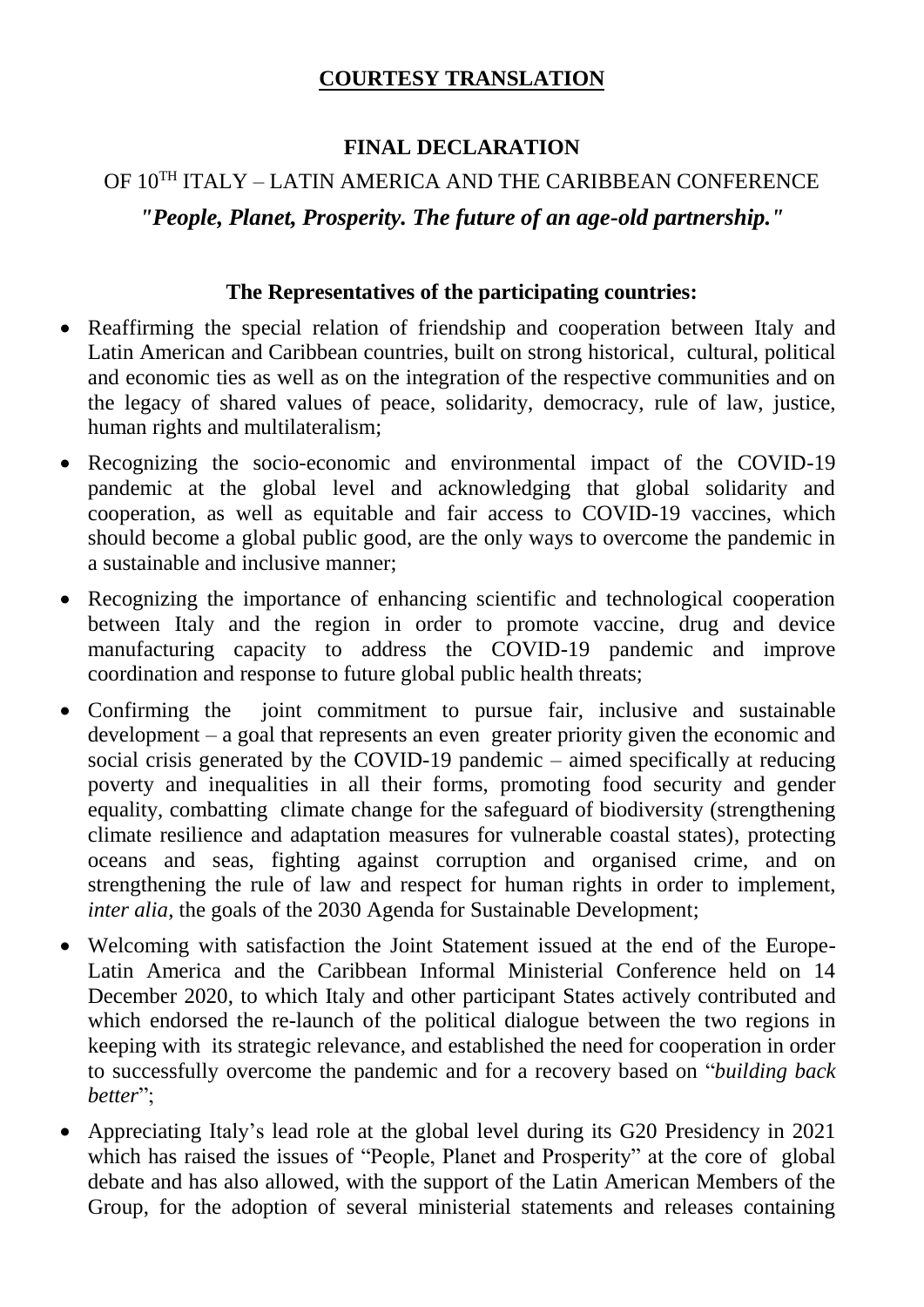**COURTESY TRANSLATION**

# FINAL DECLARATION

## OF 10TH ITALY – LATIN AMERICA AND THE CARIBBEAN CONFERENCE

## *"People, Planet, Prosperity. The future of an age-old partnership."*

**The Representatives of the participating countries:**

- Reaffirming the special relation of friendship and cooperation between Italy and Latin American and Caribbean countries, built on strong historical, cultural, political and economic ties as well as on the integration of the respective communities and on the legacy of shared values of peace, solidarity, democracy, rule of law, justice, human rights and multilateralism;
- Recognizing the socio-economic and environmental impact of the COVID-19 pandemic at the global level and acknowledging that global solidarity and cooperation, as well as equitable and fair access to COVID-19 vaccines, which should become a global public good, are the only ways to overcome the pandemic in a sustainable and inclusive manner;
- Recognizing the importance of enhancing scientific and technological cooperation between Italy and the region in order to promote vaccine, drug and device manufacturing capacity to address the COVID-19 pandemic and improve coordination and response to future global public health threats;
- Confirming the joint commitment to pursue fair, inclusive and sustainable development – a goal that represents an even greater priority given the economic and social crisis generated by the COVID-19 pandemic – aimed specifically at reducing poverty and inequalities in all their forms, promoting food security and gender equality, combatting climate change for the safeguard of biodiversity (strengthening climate resilience and adaptation measures for vulnerable coastal states), protecting oceans and seas, fighting against corruption and organised crime, and on strengthening the rule of law and respect for human rights in order to implement, *inter alia*, the goals of the 2030 Agenda for Sustainable Development;
- Welcoming with satisfaction the Joint Statement issued at the end of the Europe-Latin America and the Caribbean Informal Ministerial Conference held on 14 December 2020, to which Italy and other participant States actively contributed and which endorsed the re-launch of the political dialogue between the two regions in keeping with its strategic relevance, and established the need for cooperation in order to successfully overcome the pandemic and for a recovery based on "*building back better*";
- Appreciating Italy's lead role at the global level during its G20 Presidency in 2021 which has raised the issues of "People, Planet and Prosperity" at the core of global debate and has also allowed, with the support of the Latin American Members of the Group, for the adoption of several ministerial statements and releases containing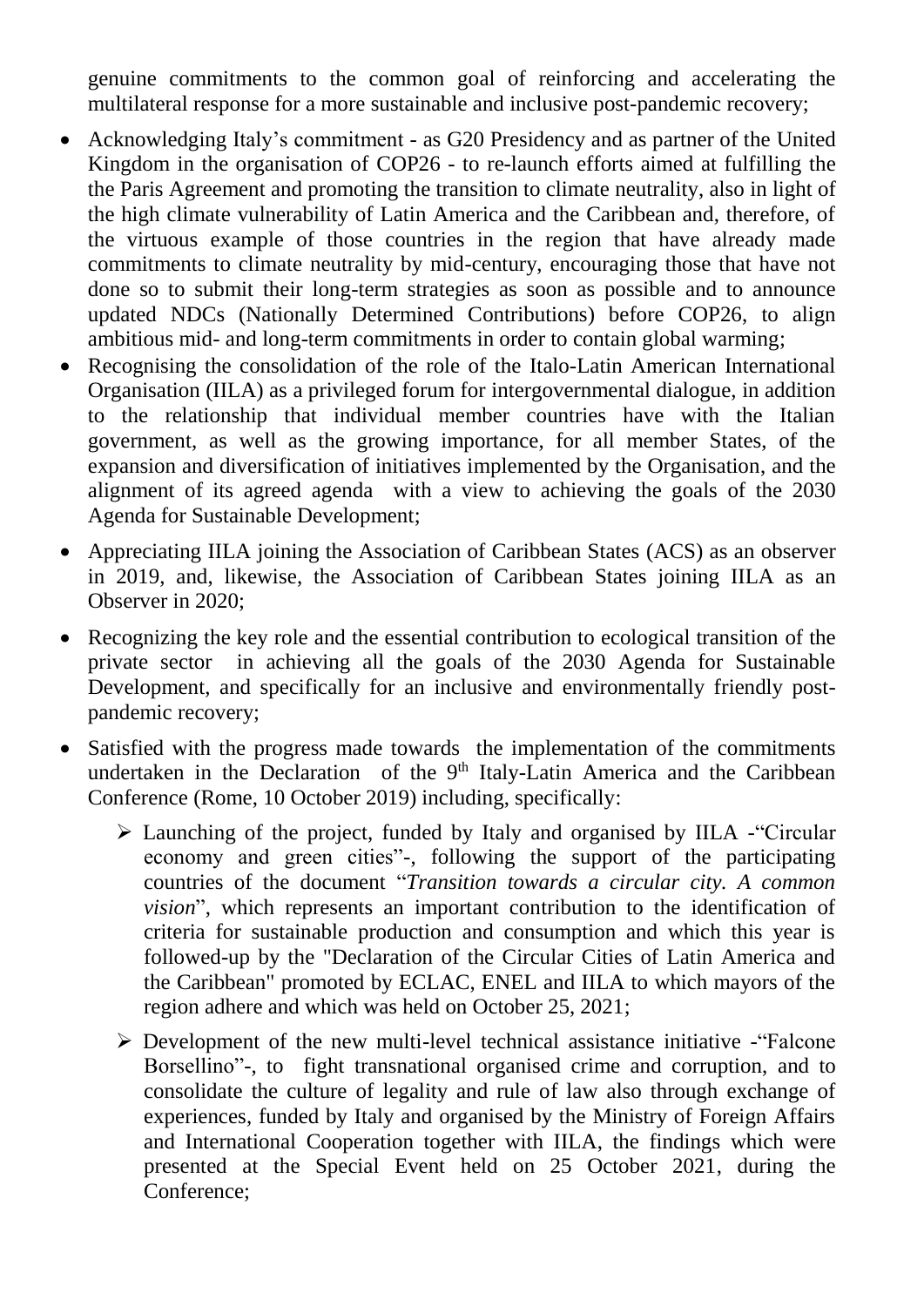genuine commitments to the common goal of reinforcing and accelerating the multilateral response for a more sustainable and inclusive post-pandemic recovery;

- Acknowledging Italy's commitment - as G20 Presidency and as partner of the United Kingdom in the organisation of COP26 - to re-launch efforts aimed at fulfilling the the Paris Agreement and promoting the transition to climate neutrality, also in light of the high climate vulnerability of Latin America and the Caribbean and, therefore, of the virtuous example of those countries in the region that have already made commitments to climate neutrality by mid-century, encouraging those that have not done so to submit their long-term strategies as soon as possible and to announce updated NDCs (Nationally Determined Contributions) before COP26, to align ambitious mid- and long-term commitments in order to contain global warming;
- Recognising the consolidation of the role of the Italo-Latin American International Organisation (IILA) as a privileged forum for intergovernmental dialogue, in addition to the relationship that individual member countries have with the Italian government, as well as the growing importance, for all member States, of the expansion and diversification of initiatives implemented by the Organisation, and the alignment of its agreed agenda with a view to achieving the goals of the 2030 Agenda for Sustainable Development;
- Appreciating IILA joining the Association of Caribbean States (ACS) as an observer in 2019, and, likewise, the Association of Caribbean States joining IILA as an Observer in 2020;
- Recognizing the key role and the essential contribution to ecological transition of the private sector in achieving all the goals of the 2030 Agenda for Sustainable Development, and specifically for an inclusive and environmentally friendly post-pandemic recovery;
- Satisfied with the progress made towards the implementation of the commitments undertaken in the Declaration of the 9th Italy-Latin America and the Caribbean Conference (Rome, 10 October 2019) including, specifically:
  - Launching of the project, funded by Italy and organised by IILA -"Circular economy and green cities"-, following the support of the participating countries of the document "*Transition towards a circular city. A common vision*", which represents an important contribution to the identification of criteria for sustainable production and consumption and which this year is followed-up by the "Declaration of the Circular Cities of Latin America and the Caribbean" promoted by ECLAC, ENEL and IILA to which mayors of the region adhere and which was held on October 25, 2021;
  - Development of the new multi-level technical assistance initiative -"Falcone Borsellino"-, to fight transnational organised crime and corruption, and to consolidate the culture of legality and rule of law also through exchange of experiences, funded by Italy and organised by the Ministry of Foreign Affairs and International Cooperation together with IILA, the findings which were presented at the Special Event held on 25 October 2021, during the Conference;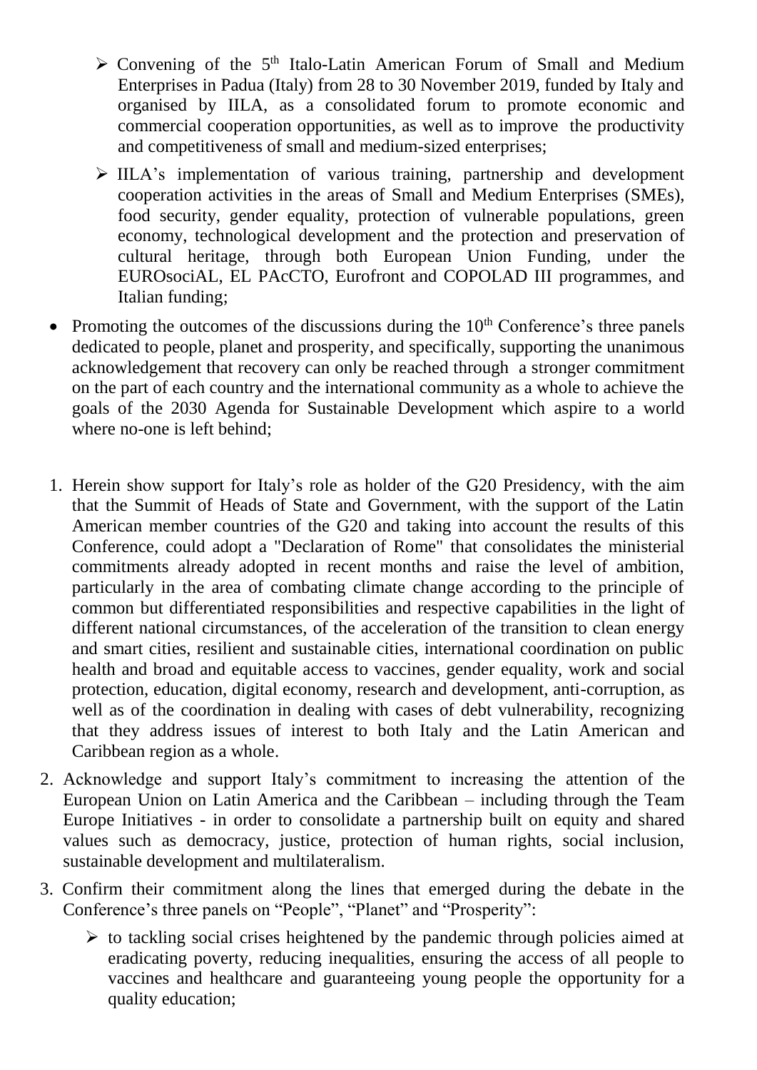- Convening of the 5th Italo-Latin American Forum of Small and Medium Enterprises in Padua (Italy) from 28 to 30 November 2019, funded by Italy and organised by IILA, as a consolidated forum to promote economic and commercial cooperation opportunities, as well as to improve the productivity and competitiveness of small and medium-sized enterprises;
- IILA's implementation of various training, partnership and development cooperation activities in the areas of Small and Medium Enterprises (SMEs), food security, gender equality, protection of vulnerable populations, green economy, technological development and the protection and preservation of cultural heritage, through both European Union Funding, under the EUROsociAL, EL PAcCTO, Eurofront and COPOLAD III programmes, and Italian funding;

- Promoting the outcomes of the discussions during the 10th Conference's three panels dedicated to people, planet and prosperity, and specifically, supporting the unanimous acknowledgement that recovery can only be reached through a stronger commitment on the part of each country and the international community as a whole to achieve the goals of the 2030 Agenda for Sustainable Development which aspire to a world where no-one is left behind;

1. Herein show support for Italy's role as holder of the G20 Presidency, with the aim that the Summit of Heads of State and Government, with the support of the Latin American member countries of the G20 and taking into account the results of this Conference, could adopt a "Declaration of Rome" that consolidates the ministerial commitments already adopted in recent months and raise the level of ambition, particularly in the area of combating climate change according to the principle of common but differentiated responsibilities and respective capabilities in the light of different national circumstances, of the acceleration of the transition to clean energy and smart cities, resilient and sustainable cities, international coordination on public health and broad and equitable access to vaccines, gender equality, work and social protection, education, digital economy, research and development, anti-corruption, as well as of the coordination in dealing with cases of debt vulnerability, recognizing that they address issues of interest to both Italy and the Latin American and Caribbean region as a whole.
2. Acknowledge and support Italy's commitment to increasing the attention of the European Union on Latin America and the Caribbean – including through the Team Europe Initiatives - in order to consolidate a partnership built on equity and shared values such as democracy, justice, protection of human rights, social inclusion, sustainable development and multilateralism.
3. Confirm their commitment along the lines that emerged during the debate in the Conference's three panels on "People", "Planet" and "Prosperity":
   - to tackling social crises heightened by the pandemic through policies aimed at eradicating poverty, reducing inequalities, ensuring the access of all people to vaccines and healthcare and guaranteeing young people the opportunity for a quality education;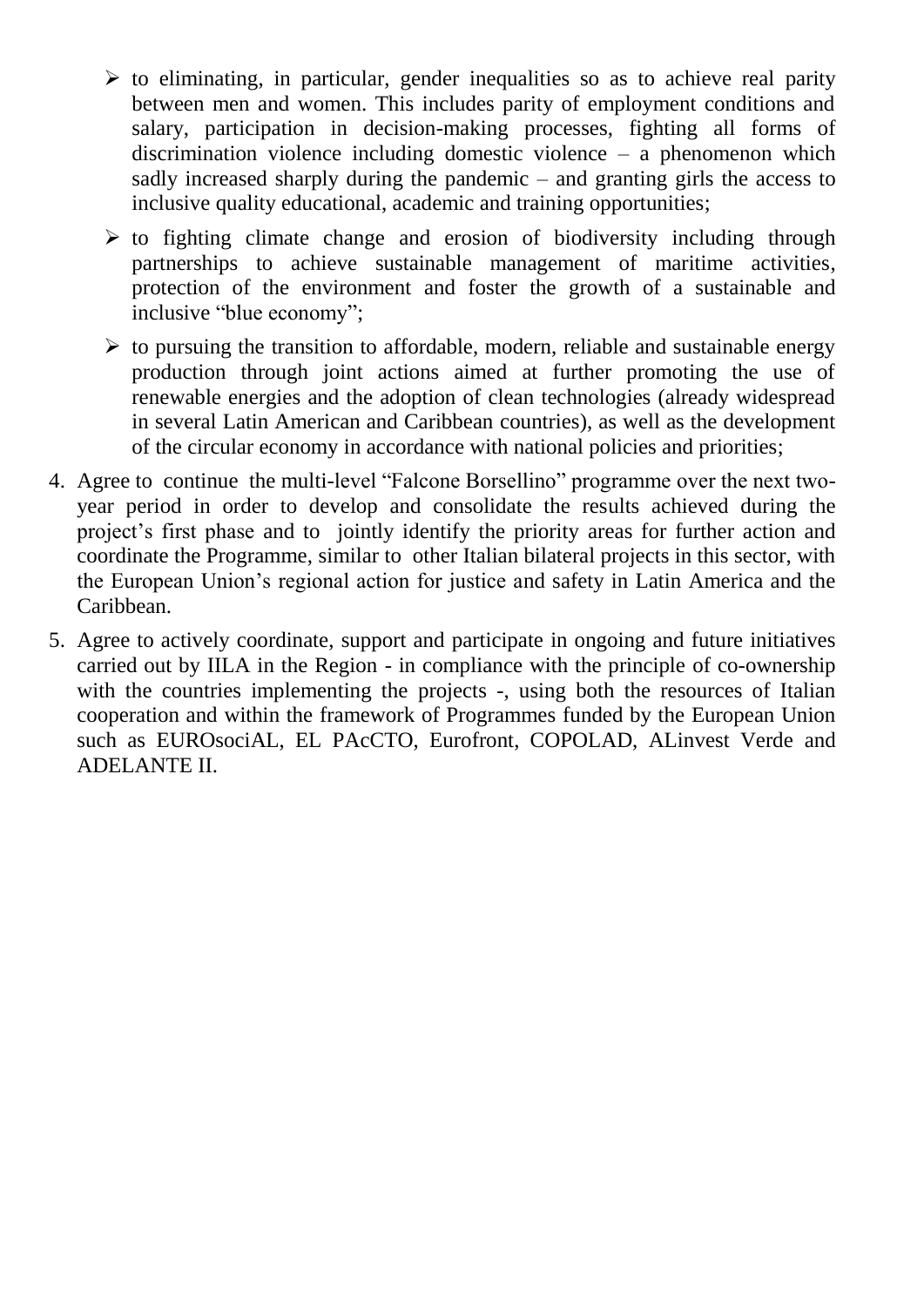- to eliminating, in particular, gender inequalities so as to achieve real parity between men and women. This includes parity of employment conditions and salary, participation in decision-making processes, fighting all forms of discrimination violence including domestic violence – a phenomenon which sadly increased sharply during the pandemic – and granting girls the access to inclusive quality educational, academic and training opportunities;
- to fighting climate change and erosion of biodiversity including through partnerships to achieve sustainable management of maritime activities, protection of the environment and foster the growth of a sustainable and inclusive "blue economy";
- to pursuing the transition to affordable, modern, reliable and sustainable energy production through joint actions aimed at further promoting the use of renewable energies and the adoption of clean technologies (already widespread in several Latin American and Caribbean countries), as well as the development of the circular economy in accordance with national policies and priorities;

4. Agree to continue the multi-level "Falcone Borsellino" programme over the next two-year period in order to develop and consolidate the results achieved during the project's first phase and to jointly identify the priority areas for further action and coordinate the Programme, similar to other Italian bilateral projects in this sector, with the European Union's regional action for justice and safety in Latin America and the Caribbean.
5. Agree to actively coordinate, support and participate in ongoing and future initiatives carried out by IILA in the Region - in compliance with the principle of co-ownership with the countries implementing the projects -, using both the resources of Italian cooperation and within the framework of Programmes funded by the European Union such as EUROsociAL, EL PAcCTO, Eurofront, COPOLAD, ALinvest Verde and ADELANTE II.